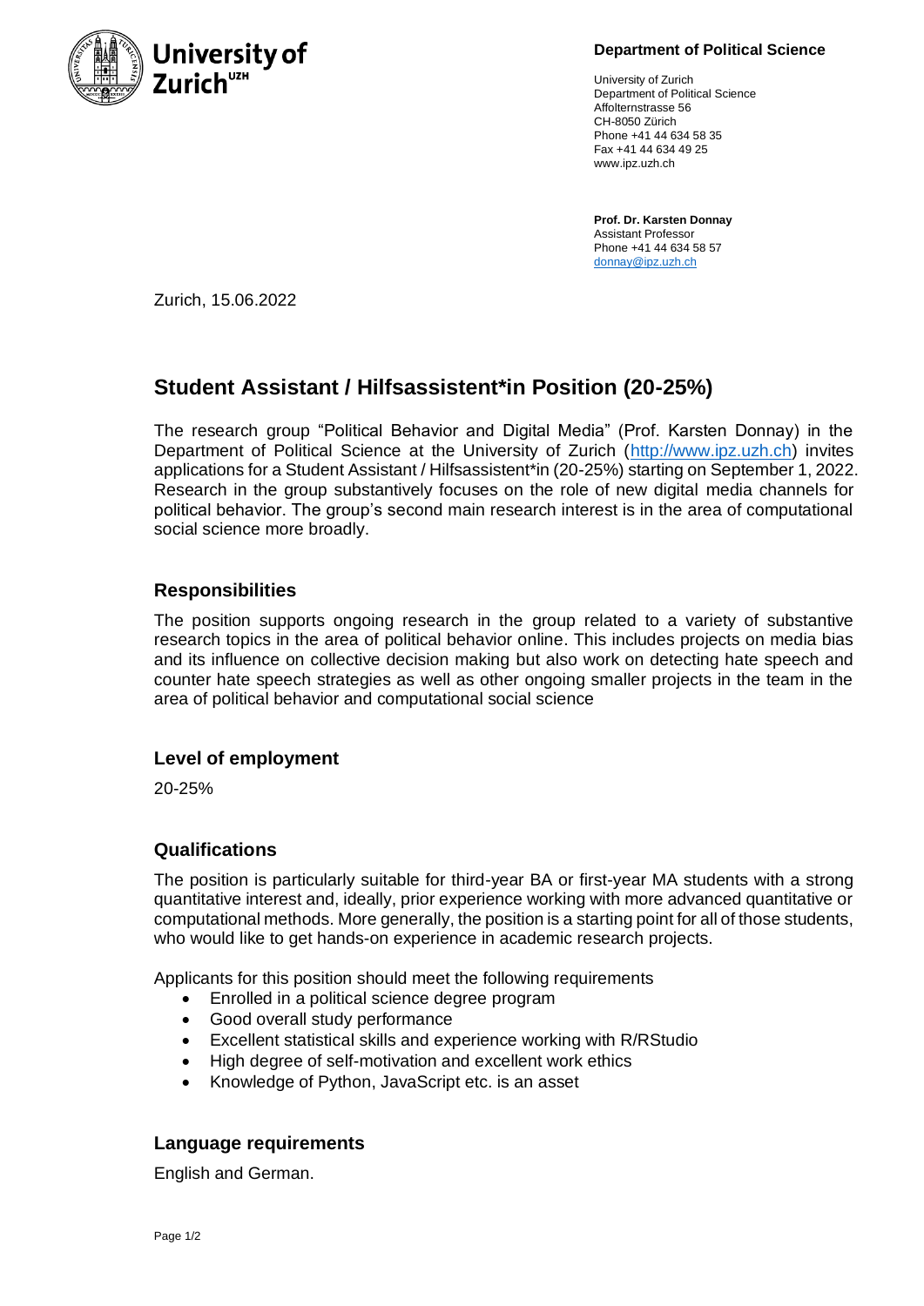**Department of Political Science**

University of Zurich
Department of Political Science
Affolternstrasse 56
CH-8050 Zürich
Phone +41 44 634 58 35
Fax +41 44 634 49 25
www.ipz.uzh.ch

**Prof. Dr. Karsten Donnay**
Assistant Professor
Phone +41 44 634 58 57
donnay@ipz.uzh.ch

Zurich, 15.06.2022

# Student Assistant / Hilfsassistent*in Position (20-25%)

The research group "Political Behavior and Digital Media" (Prof. Karsten Donnay) in the Department of Political Science at the University of Zurich (http://www.ipz.uzh.ch) invites applications for a Student Assistant / Hilfsassistent*in (20-25%) starting on September 1, 2022. Research in the group substantively focuses on the role of new digital media channels for political behavior. The group's second main research interest is in the area of computational social science more broadly.

## Responsibilities

The position supports ongoing research in the group related to a variety of substantive research topics in the area of political behavior online. This includes projects on media bias and its influence on collective decision making but also work on detecting hate speech and counter hate speech strategies as well as other ongoing smaller projects in the team in the area of political behavior and computational social science

## Level of employment

20-25%

## Qualifications

The position is particularly suitable for third-year BA or first-year MA students with a strong quantitative interest and, ideally, prior experience working with more advanced quantitative or computational methods. More generally, the position is a starting point for all of those students, who would like to get hands-on experience in academic research projects.

Applicants for this position should meet the following requirements

- Enrolled in a political science degree program
- Good overall study performance
- Excellent statistical skills and experience working with R/RStudio
- High degree of self-motivation and excellent work ethics
- Knowledge of Python, JavaScript etc. is an asset

## Language requirements

English and German.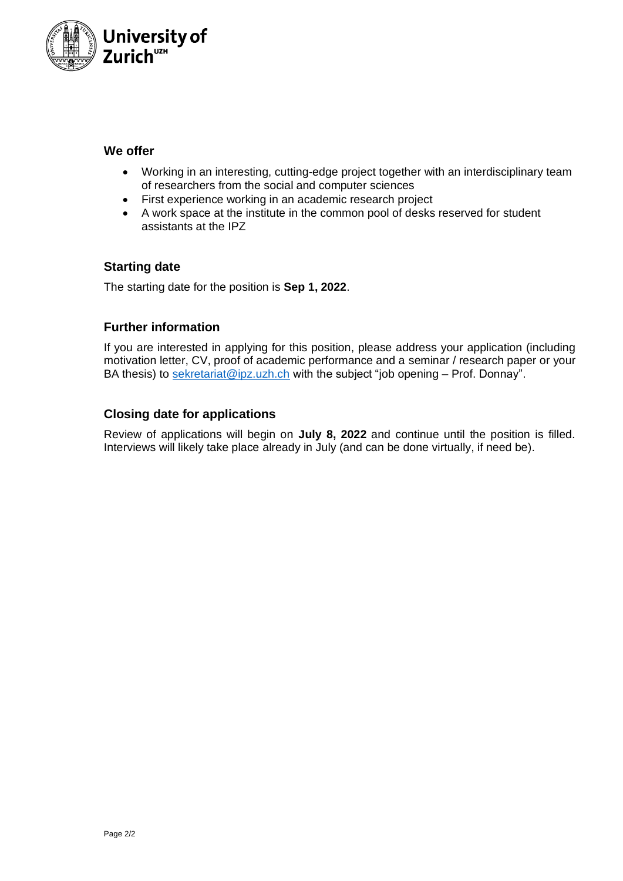### We offer

- Working in an interesting, cutting-edge project together with an interdisciplinary team of researchers from the social and computer sciences
- First experience working in an academic research project
- A work space at the institute in the common pool of desks reserved for student assistants at the IPZ

### Starting date

The starting date for the position is **Sep 1, 2022**.

### Further information

If you are interested in applying for this position, please address your application (including motivation letter, CV, proof of academic performance and a seminar / research paper or your BA thesis) to sekretariat@ipz.uzh.ch with the subject "job opening – Prof. Donnay".

### Closing date for applications

Review of applications will begin on **July 8, 2022** and continue until the position is filled. Interviews will likely take place already in July (and can be done virtually, if need be).